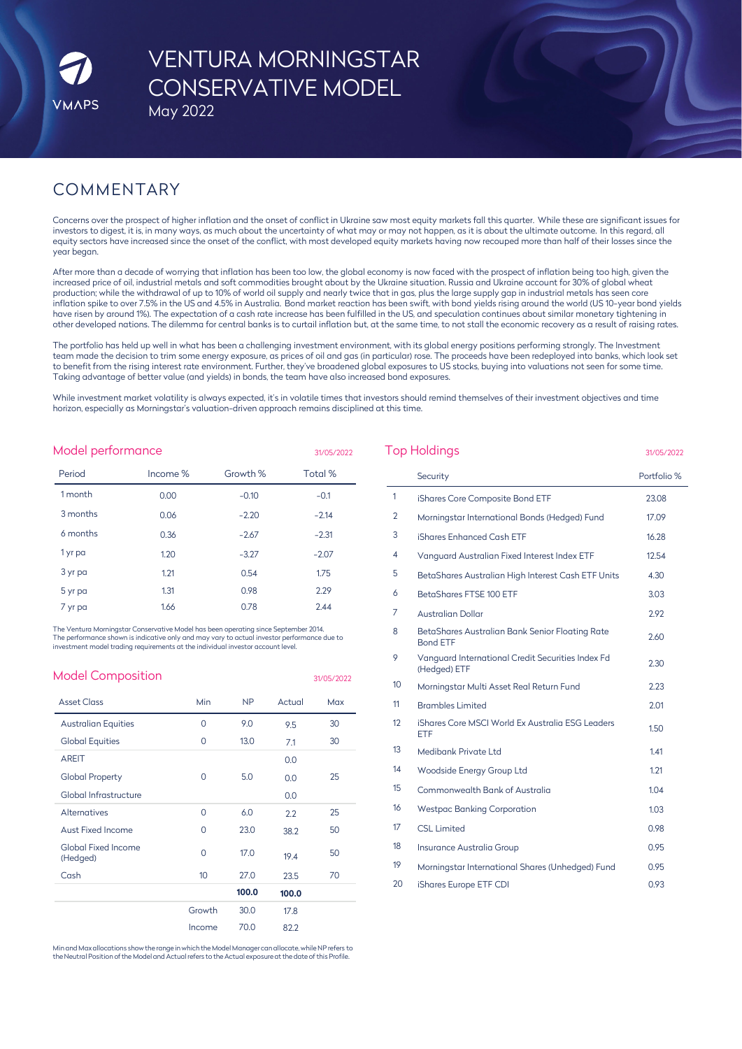# VENTURA MORNINGSTAR CONSERVATIVE MODEL

May 2022

## COMMENTARY

Concerns over the prospect of higher inflation and the onset of conflict in Ukraine saw most equity markets fall this quarter. While these are significant issues for investors to digest, it is, in many ways, as much about the uncertainty of what may or may not happen, as it is about the ultimate outcome. In this regard, all equity sectors have increased since the onset of the conflict, with most developed equity markets having now recouped more than half of their losses since the year began.

After more than a decade of worrying that inflation has been too low, the global economy is now faced with the prospect of inflation being too high, given the increased price of oil, industrial metals and soft commodities brought about by the Ukraine situation. Russia and Ukraine account for 30% of global wheat production; while the withdrawal of up to 10% of world oil supply and nearly twice that in gas, plus the large supply gap in industrial metals has seen core inflation spike to over 7.5% in the US and 4.5% in Australia. Bond market reaction has been swift, with bond yields rising around the world (US 10-year bond yields have risen by around 1%). The expectation of a cash rate increase has been fulfilled in the US, and speculation continues about similar monetary tightening in other developed nations. The dilemma for central banks is to curtail inflation but, at the same time, to not stall the economic recovery as a result of raising rates.

The portfolio has held up well in what has been a challenging investment environment, with its global energy positions performing strongly. The Investment team made the decision to trim some energy exposure, as prices of oil and gas (in particular) rose. The proceeds have been redeployed into banks, which look set to benefit from the rising interest rate environment. Further, they've broadened global exposures to US stocks, buying into valuations not seen for some time. Taking advantage of better value (and yields) in bonds, the team have also increased bond exposures.

While investment market volatility is always expected, it's in volatile times that investors should remind themselves of their investment objectives and time horizon, especially as Morningstar's valuation-driven approach remains disciplined at this time.

## Model performance

31/05/2022

| Period | Income % | Growth % | Total % |
|---|---|---|---|
| 1 month | 0.00 | -0.10 | -0.1 |
| 3 months | 0.06 | -2.20 | -2.14 |
| 6 months | 0.36 | -2.67 | -2.31 |
| 1 yr pa | 1.20 | -3.27 | -2.07 |
| 3 yr pa | 1.21 | 0.54 | 1.75 |
| 5 yr pa | 1.31 | 0.98 | 2.29 |
| 7 yr pa | 1.66 | 0.78 | 2.44 |

The Ventura Morningstar Conservative Model has been operating since September 2014. The performance shown is indicative only and may vary to actual investor performance due to investment model trading requirements at the individual investor account level.

## Model Composition

31/05/2022

| Asset Class | Min | NP | Actual | Max |
|---|---|---|---|---|
| Australian Equities | 0 | 9.0 | 9.5 | 30 |
| Global Equities | 0 | 13.0 | 7.1 | 30 |
| AREIT | | | 0.0 | |
| Global Property | 0 | 5.0 | 0.0 | 25 |
| Global Infrastructure | | | 0.0 | |
| Alternatives | 0 | 6.0 | 2.2 | 25 |
| Aust Fixed Income | 0 | 23.0 | 38.2 | 50 |
| Global Fixed Income (Hedged) | 0 | 17.0 | 19.4 | 50 |
| Cash | 10 | 27.0 | 23.5 | 70 |
| | | **100.0** | **100.0** | |
| | Growth | 30.0 | 17.8 | |
| | Income | 70.0 | 82.2 | |

Min and Max allocations show the range in which the Model Manager can allocate, while NP refers to the Neutral Position of the Model and Actual refers to the Actual exposure at the date of this Profile.

## Top Holdings

31/05/2022

| | Security | Portfolio % |
|---|---|---|
| 1 | iShares Core Composite Bond ETF | 23.08 |
| 2 | Morningstar International Bonds (Hedged) Fund | 17.09 |
| 3 | iShares Enhanced Cash ETF | 16.28 |
| 4 | Vanguard Australian Fixed Interest Index ETF | 12.54 |
| 5 | BetaShares Australian High Interest Cash ETF Units | 4.30 |
| 6 | BetaShares FTSE 100 ETF | 3.03 |
| 7 | Australian Dollar | 2.92 |
| 8 | BetaShares Australian Bank Senior Floating Rate Bond ETF | 2.60 |
| 9 | Vanguard International Credit Securities Index Fd (Hedged) ETF | 2.30 |
| 10 | Morningstar Multi Asset Real Return Fund | 2.23 |
| 11 | Brambles Limited | 2.01 |
| 12 | iShares Core MSCI World Ex Australia ESG Leaders ETF | 1.50 |
| 13 | Medibank Private Ltd | 1.41 |
| 14 | Woodside Energy Group Ltd | 1.21 |
| 15 | Commonwealth Bank of Australia | 1.04 |
| 16 | Westpac Banking Corporation | 1.03 |
| 17 | CSL Limited | 0.98 |
| 18 | Insurance Australia Group | 0.95 |
| 19 | Morningstar International Shares (Unhedged) Fund | 0.95 |
| 20 | iShares Europe ETF CDI | 0.93 |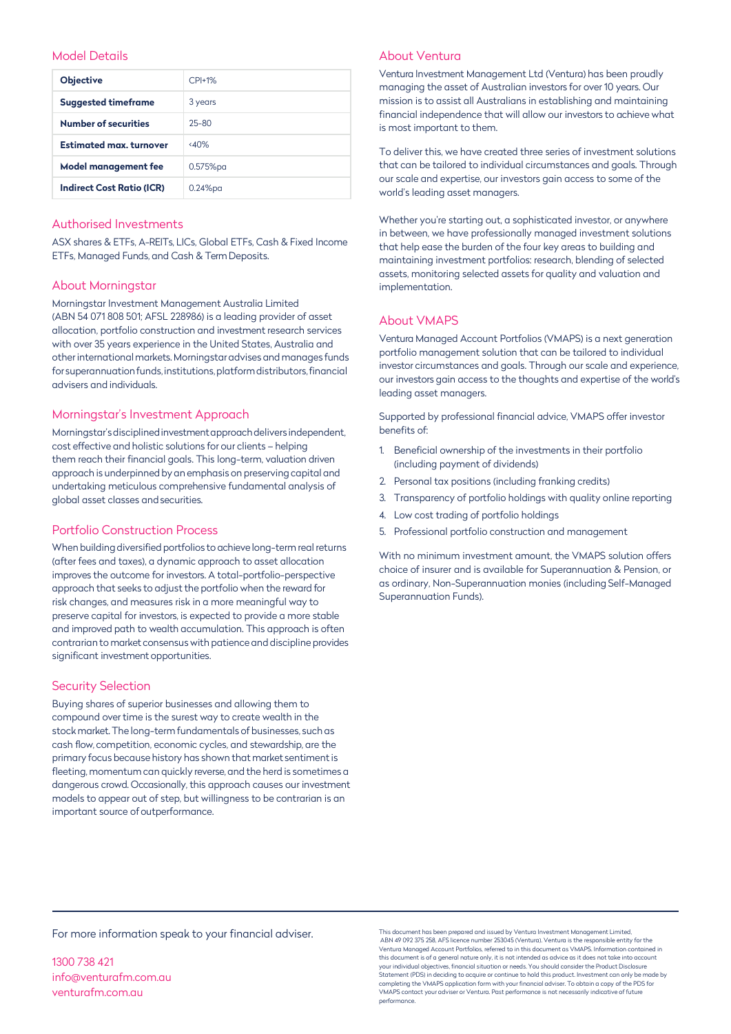## Model Details

| | |
|---|---|
| **Objective** | CPI+1% |
| **Suggested timeframe** | 3 years |
| **Number of securities** | 25-80 |
| **Estimated max. turnover** | <40% |
| **Model management fee** | 0.575%pa |
| **Indirect Cost Ratio (ICR)** | 0.24%pa |

## Authorised Investments

ASX shares & ETFs, A-REITs, LICs, Global ETFs, Cash & Fixed Income ETFs, Managed Funds, and Cash & Term Deposits.

## About Morningstar

Morningstar Investment Management Australia Limited (ABN 54 071 808 501; AFSL 228986) is a leading provider of asset allocation, portfolio construction and investment research services with over 35 years experience in the United States, Australia and other international markets. Morningstar advises and manages funds for superannuation funds, institutions, platform distributors, financial advisers and individuals.

## Morningstar's Investment Approach

Morningstar's disciplined investment approach delivers independent, cost effective and holistic solutions for our clients – helping them reach their financial goals. This long-term, valuation driven approach is underpinned by an emphasis on preserving capital and undertaking meticulous comprehensive fundamental analysis of global asset classes and securities.

## Portfolio Construction Process

When building diversified portfolios to achieve long-term real returns (after fees and taxes), a dynamic approach to asset allocation improves the outcome for investors. A total-portfolio-perspective approach that seeks to adjust the portfolio when the reward for risk changes, and measures risk in a more meaningful way to preserve capital for investors, is expected to provide a more stable and improved path to wealth accumulation. This approach is often contrarian to market consensus with patience and discipline provides significant investment opportunities.

## Security Selection

Buying shares of superior businesses and allowing them to compound over time is the surest way to create wealth in the stock market. The long-term fundamentals of businesses, such as cash flow, competition, economic cycles, and stewardship, are the primary focus because history has shown that market sentiment is fleeting, momentum can quickly reverse, and the herd is sometimes a dangerous crowd. Occasionally, this approach causes our investment models to appear out of step, but willingness to be contrarian is an important source of outperformance.

## About Ventura

Ventura Investment Management Ltd (Ventura) has been proudly managing the asset of Australian investors for over 10 years. Our mission is to assist all Australians in establishing and maintaining financial independence that will allow our investors to achieve what is most important to them.

To deliver this, we have created three series of investment solutions that can be tailored to individual circumstances and goals. Through our scale and expertise, our investors gain access to some of the world's leading asset managers.

Whether you're starting out, a sophisticated investor, or anywhere in between, we have professionally managed investment solutions that help ease the burden of the four key areas to building and maintaining investment portfolios: research, blending of selected assets, monitoring selected assets for quality and valuation and implementation.

## About VMAPS

Ventura Managed Account Portfolios (VMAPS) is a next generation portfolio management solution that can be tailored to individual investor circumstances and goals. Through our scale and experience, our investors gain access to the thoughts and expertise of the world's leading asset managers.

Supported by professional financial advice, VMAPS offer investor benefits of:

1. Beneficial ownership of the investments in their portfolio (including payment of dividends)
2. Personal tax positions (including franking credits)
3. Transparency of portfolio holdings with quality online reporting
4. Low cost trading of portfolio holdings
5. Professional portfolio construction and management

With no minimum investment amount, the VMAPS solution offers choice of insurer and is available for Superannuation & Pension, or as ordinary, Non-Superannuation monies (including Self-Managed Superannuation Funds).

For more information speak to your financial adviser.

1300 738 421
info@venturafm.com.au
venturafm.com.au

This document has been prepared and issued by Ventura Investment Management Limited, ABN 49 092 375 258, AFS licence number 253045 (Ventura). Ventura is the responsible entity for the Ventura Managed Account Portfolios, referred to in this document as VMAPS. Information contained in this document is of a general nature only, it is not intended as advice as it does not take into account your individual objectives, financial situation or needs. You should consider the Product Disclosure Statement (PDS) in deciding to acquire or continue to hold this product. Investment can only be made by completing the VMAPS application form with your financial adviser. To obtain a copy of the PDS for VMAPS contact your adviser or Ventura. Past performance is not necessarily indicative of future performance.